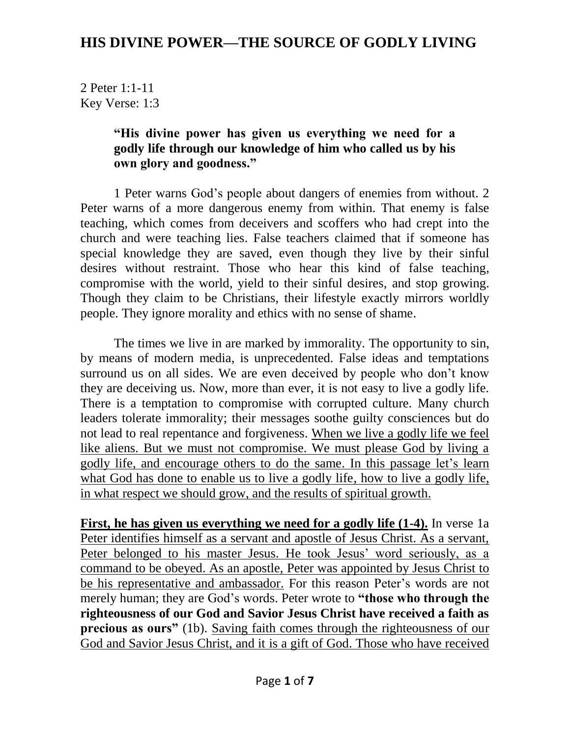# HIS DIVINE POWER—THE SOURCE OF GODLY LIVING

2 Peter 1:1-11
Key Verse: 1:3

> **"His divine power has given us everything we need for a godly life through our knowledge of him who called us by his own glory and goodness."**

1 Peter warns God's people about dangers of enemies from without. 2 Peter warns of a more dangerous enemy from within. That enemy is false teaching, which comes from deceivers and scoffers who had crept into the church and were teaching lies. False teachers claimed that if someone has special knowledge they are saved, even though they live by their sinful desires without restraint. Those who hear this kind of false teaching, compromise with the world, yield to their sinful desires, and stop growing. Though they claim to be Christians, their lifestyle exactly mirrors worldly people. They ignore morality and ethics with no sense of shame.

The times we live in are marked by immorality. The opportunity to sin, by means of modern media, is unprecedented. False ideas and temptations surround us on all sides. We are even deceived by people who don't know they are deceiving us. Now, more than ever, it is not easy to live a godly life. There is a temptation to compromise with corrupted culture. Many church leaders tolerate immorality; their messages soothe guilty consciences but do not lead to real repentance and forgiveness. <u>When we live a godly life we feel like aliens. But we must not compromise. We must please God by living a godly life, and encourage others to do the same. In this passage let's learn what God has done to enable us to live a godly life, how to live a godly life, in what respect we should grow, and the results of spiritual growth.</u>

<u>**First, he has given us everything we need for a godly life (1-4).**</u> In verse 1a <u>Peter identifies himself as a servant and apostle of Jesus Christ. As a servant, Peter belonged to his master Jesus. He took Jesus' word seriously, as a command to be obeyed. As an apostle, Peter was appointed by Jesus Christ to be his representative and ambassador.</u> For this reason Peter's words are not merely human; they are God's words. Peter wrote to **"those who through the righteousness of our God and Savior Jesus Christ have received a faith as precious as ours"** (1b). <u>Saving faith comes through the righteousness of our God and Savior Jesus Christ, and it is a gift of God. Those who have received</u>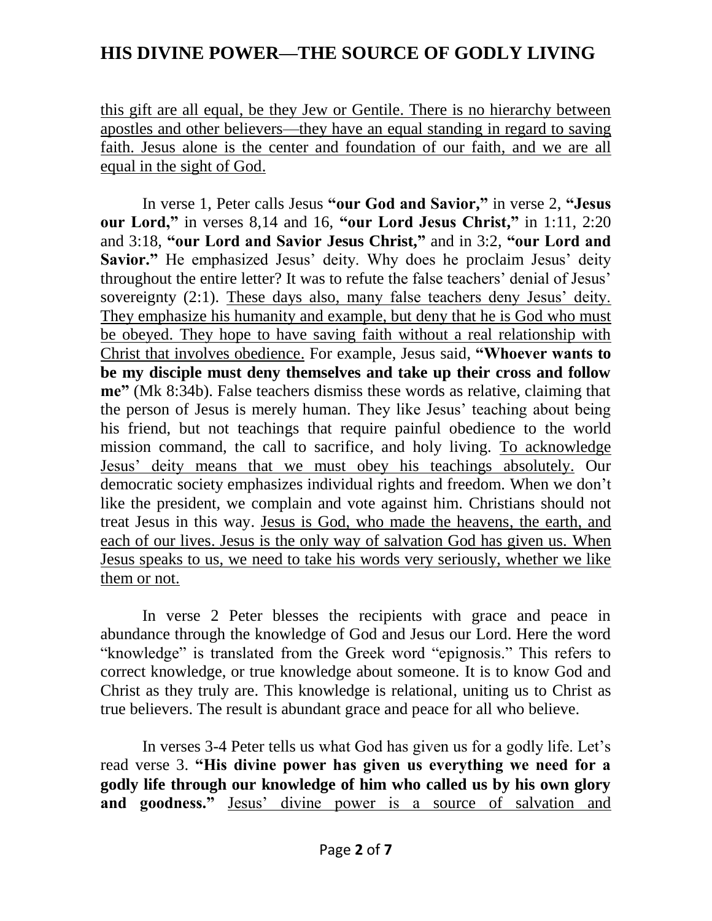this gift are all equal, be they Jew or Gentile. There is no hierarchy between apostles and other believers—they have an equal standing in regard to saving faith. Jesus alone is the center and foundation of our faith, and we are all equal in the sight of God.

In verse 1, Peter calls Jesus **"our God and Savior,"** in verse 2, **"Jesus our Lord,"** in verses 8,14 and 16, **"our Lord Jesus Christ,"** in 1:11, 2:20 and 3:18, **"our Lord and Savior Jesus Christ,"** and in 3:2, **"our Lord and Savior."** He emphasized Jesus' deity. Why does he proclaim Jesus' deity throughout the entire letter? It was to refute the false teachers' denial of Jesus' sovereignty (2:1). These days also, many false teachers deny Jesus' deity. They emphasize his humanity and example, but deny that he is God who must be obeyed. They hope to have saving faith without a real relationship with Christ that involves obedience. For example, Jesus said, **"Whoever wants to be my disciple must deny themselves and take up their cross and follow me"** (Mk 8:34b). False teachers dismiss these words as relative, claiming that the person of Jesus is merely human. They like Jesus' teaching about being his friend, but not teachings that require painful obedience to the world mission command, the call to sacrifice, and holy living. To acknowledge Jesus' deity means that we must obey his teachings absolutely. Our democratic society emphasizes individual rights and freedom. When we don't like the president, we complain and vote against him. Christians should not treat Jesus in this way. Jesus is God, who made the heavens, the earth, and each of our lives. Jesus is the only way of salvation God has given us. When Jesus speaks to us, we need to take his words very seriously, whether we like them or not.

In verse 2 Peter blesses the recipients with grace and peace in abundance through the knowledge of God and Jesus our Lord. Here the word "knowledge" is translated from the Greek word "epignosis." This refers to correct knowledge, or true knowledge about someone. It is to know God and Christ as they truly are. This knowledge is relational, uniting us to Christ as true believers. The result is abundant grace and peace for all who believe.

In verses 3-4 Peter tells us what God has given us for a godly life. Let's read verse 3. **"His divine power has given us everything we need for a godly life through our knowledge of him who called us by his own glory and goodness."** Jesus' divine power is a source of salvation and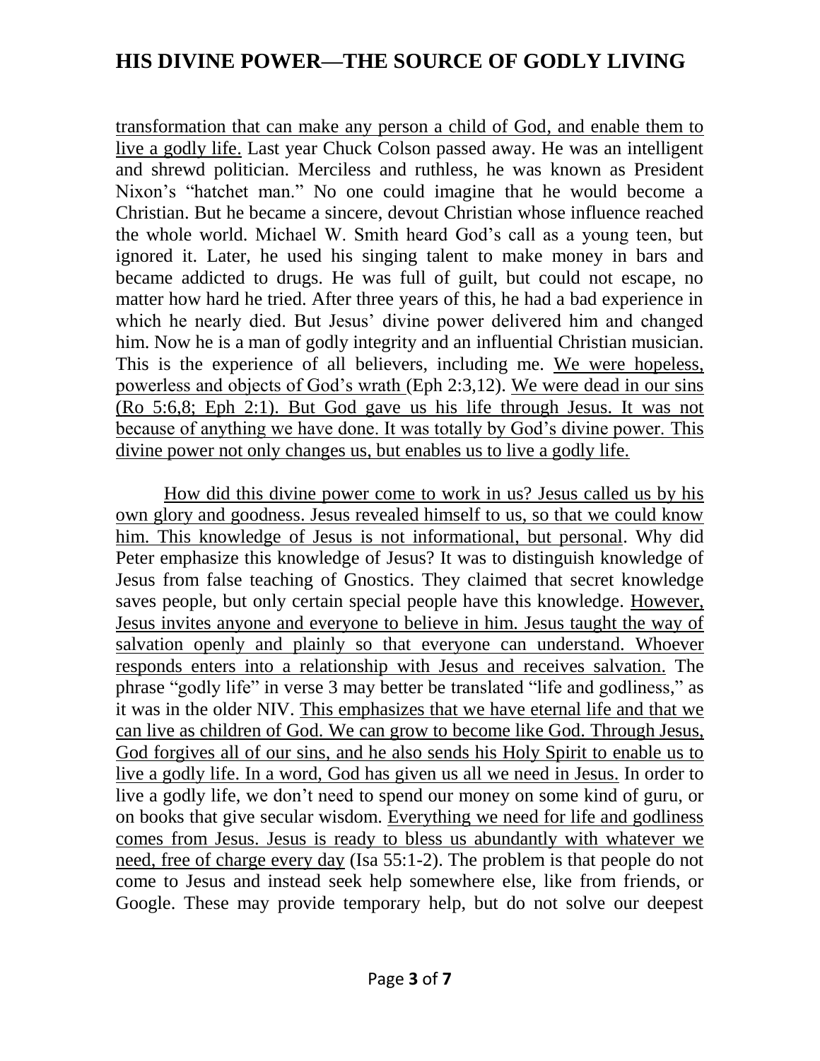transformation that can make any person a child of God, and enable them to live a godly life. Last year Chuck Colson passed away. He was an intelligent and shrewd politician. Merciless and ruthless, he was known as President Nixon's "hatchet man." No one could imagine that he would become a Christian. But he became a sincere, devout Christian whose influence reached the whole world. Michael W. Smith heard God's call as a young teen, but ignored it. Later, he used his singing talent to make money in bars and became addicted to drugs. He was full of guilt, but could not escape, no matter how hard he tried. After three years of this, he had a bad experience in which he nearly died. But Jesus' divine power delivered him and changed him. Now he is a man of godly integrity and an influential Christian musician. This is the experience of all believers, including me. We were hopeless, powerless and objects of God's wrath (Eph 2:3,12). We were dead in our sins (Ro 5:6,8; Eph 2:1). But God gave us his life through Jesus. It was not because of anything we have done. It was totally by God's divine power. This divine power not only changes us, but enables us to live a godly life.

How did this divine power come to work in us? Jesus called us by his own glory and goodness. Jesus revealed himself to us, so that we could know him. This knowledge of Jesus is not informational, but personal. Why did Peter emphasize this knowledge of Jesus? It was to distinguish knowledge of Jesus from false teaching of Gnostics. They claimed that secret knowledge saves people, but only certain special people have this knowledge. However, Jesus invites anyone and everyone to believe in him. Jesus taught the way of salvation openly and plainly so that everyone can understand. Whoever responds enters into a relationship with Jesus and receives salvation. The phrase "godly life" in verse 3 may better be translated "life and godliness," as it was in the older NIV. This emphasizes that we have eternal life and that we can live as children of God. We can grow to become like God. Through Jesus, God forgives all of our sins, and he also sends his Holy Spirit to enable us to live a godly life. In a word, God has given us all we need in Jesus. In order to live a godly life, we don't need to spend our money on some kind of guru, or on books that give secular wisdom. Everything we need for life and godliness comes from Jesus. Jesus is ready to bless us abundantly with whatever we need, free of charge every day (Isa 55:1-2). The problem is that people do not come to Jesus and instead seek help somewhere else, like from friends, or Google. These may provide temporary help, but do not solve our deepest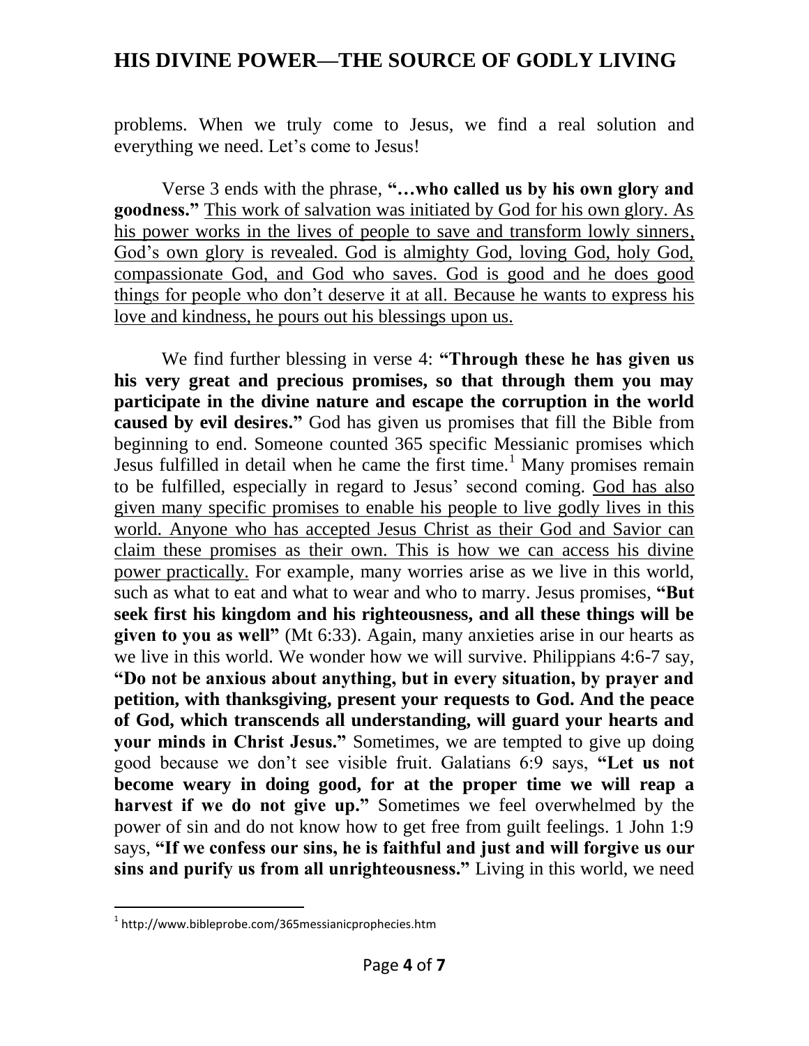problems. When we truly come to Jesus, we find a real solution and everything we need. Let's come to Jesus!

Verse 3 ends with the phrase, **"…who called us by his own glory and goodness."** <u>This work of salvation was initiated by God for his own glory. As his power works in the lives of people to save and transform lowly sinners, God's own glory is revealed. God is almighty God, loving God, holy God, compassionate God, and God who saves. God is good and he does good things for people who don't deserve it at all. Because he wants to express his love and kindness, he pours out his blessings upon us.</u>

We find further blessing in verse 4: **"Through these he has given us his very great and precious promises, so that through them you may participate in the divine nature and escape the corruption in the world caused by evil desires."** God has given us promises that fill the Bible from beginning to end. Someone counted 365 specific Messianic promises which Jesus fulfilled in detail when he came the first time.[1] Many promises remain to be fulfilled, especially in regard to Jesus' second coming. <u>God has also given many specific promises to enable his people to live godly lives in this world. Anyone who has accepted Jesus Christ as their God and Savior can claim these promises as their own. This is how we can access his divine power practically.</u> For example, many worries arise as we live in this world, such as what to eat and what to wear and who to marry. Jesus promises, **"But seek first his kingdom and his righteousness, and all these things will be given to you as well"** (Mt 6:33). Again, many anxieties arise in our hearts as we live in this world. We wonder how we will survive. Philippians 4:6-7 say, **"Do not be anxious about anything, but in every situation, by prayer and petition, with thanksgiving, present your requests to God. And the peace of God, which transcends all understanding, will guard your hearts and your minds in Christ Jesus."** Sometimes, we are tempted to give up doing good because we don't see visible fruit. Galatians 6:9 says, **"Let us not become weary in doing good, for at the proper time we will reap a harvest if we do not give up."** Sometimes we feel overwhelmed by the power of sin and do not know how to get free from guilt feelings. 1 John 1:9 says, **"If we confess our sins, he is faithful and just and will forgive us our sins and purify us from all unrighteousness."** Living in this world, we need

[1] http://www.bibleprobe.com/365messianicprophecies.htm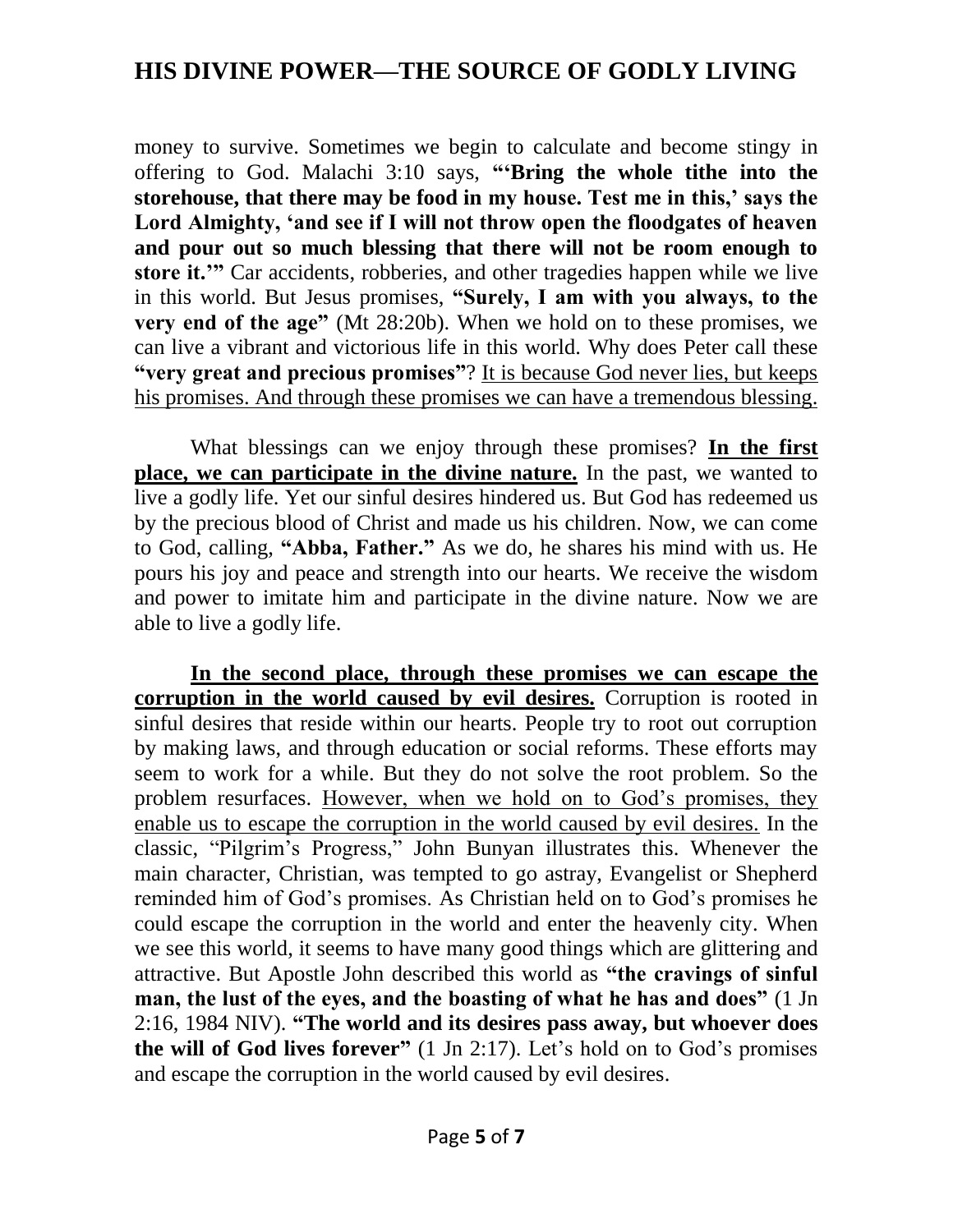money to survive. Sometimes we begin to calculate and become stingy in offering to God. Malachi 3:10 says, **"'Bring the whole tithe into the storehouse, that there may be food in my house. Test me in this,' says the Lord Almighty, 'and see if I will not throw open the floodgates of heaven and pour out so much blessing that there will not be room enough to store it.'"** Car accidents, robberies, and other tragedies happen while we live in this world. But Jesus promises, **"Surely, I am with you always, to the very end of the age"** (Mt 28:20b). When we hold on to these promises, we can live a vibrant and victorious life in this world. Why does Peter call these **"very great and precious promises"**? <u>It is because God never lies, but keeps his promises. And through these promises we can have a tremendous blessing.</u>

What blessings can we enjoy through these promises? <u>**In the first place, we can participate in the divine nature.**</u> In the past, we wanted to live a godly life. Yet our sinful desires hindered us. But God has redeemed us by the precious blood of Christ and made us his children. Now, we can come to God, calling, **"Abba, Father."** As we do, he shares his mind with us. He pours his joy and peace and strength into our hearts. We receive the wisdom and power to imitate him and participate in the divine nature. Now we are able to live a godly life.

<u>**In the second place, through these promises we can escape the corruption in the world caused by evil desires.**</u> Corruption is rooted in sinful desires that reside within our hearts. People try to root out corruption by making laws, and through education or social reforms. These efforts may seem to work for a while. But they do not solve the root problem. So the problem resurfaces. <u>However, when we hold on to God's promises, they enable us to escape the corruption in the world caused by evil desires.</u> In the classic, "Pilgrim's Progress," John Bunyan illustrates this. Whenever the main character, Christian, was tempted to go astray, Evangelist or Shepherd reminded him of God's promises. As Christian held on to God's promises he could escape the corruption in the world and enter the heavenly city. When we see this world, it seems to have many good things which are glittering and attractive. But Apostle John described this world as **"the cravings of sinful man, the lust of the eyes, and the boasting of what he has and does"** (1 Jn 2:16, 1984 NIV). **"The world and its desires pass away, but whoever does the will of God lives forever"** (1 Jn 2:17). Let's hold on to God's promises and escape the corruption in the world caused by evil desires.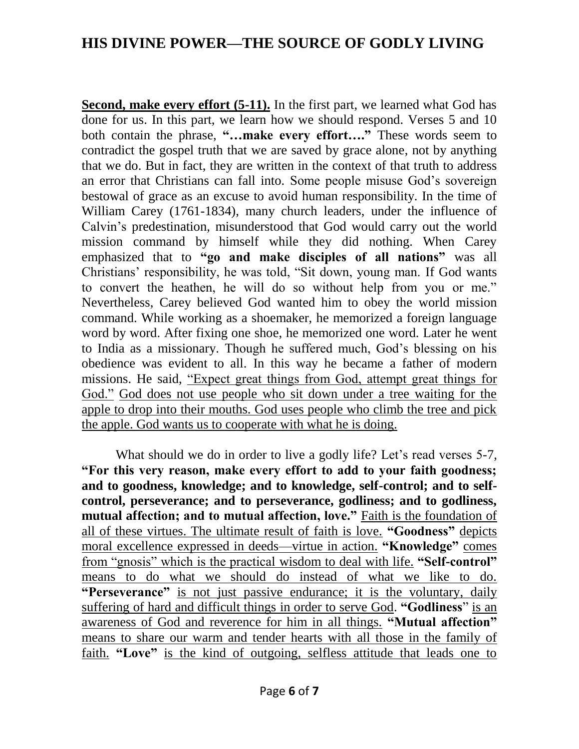**Second, make every effort (5-11).** In the first part, we learned what God has done for us. In this part, we learn how we should respond. Verses 5 and 10 both contain the phrase, **"…make every effort…."** These words seem to contradict the gospel truth that we are saved by grace alone, not by anything that we do. But in fact, they are written in the context of that truth to address an error that Christians can fall into. Some people misuse God's sovereign bestowal of grace as an excuse to avoid human responsibility. In the time of William Carey (1761-1834), many church leaders, under the influence of Calvin's predestination, misunderstood that God would carry out the world mission command by himself while they did nothing. When Carey emphasized that to **"go and make disciples of all nations"** was all Christians' responsibility, he was told, "Sit down, young man. If God wants to convert the heathen, he will do so without help from you or me." Nevertheless, Carey believed God wanted him to obey the world mission command. While working as a shoemaker, he memorized a foreign language word by word. After fixing one shoe, he memorized one word. Later he went to India as a missionary. Though he suffered much, God's blessing on his obedience was evident to all. In this way he became a father of modern missions. He said, "Expect great things from God, attempt great things for God." God does not use people who sit down under a tree waiting for the apple to drop into their mouths. God uses people who climb the tree and pick the apple. God wants us to cooperate with what he is doing.

What should we do in order to live a godly life? Let's read verses 5-7, **"For this very reason, make every effort to add to your faith goodness; and to goodness, knowledge; and to knowledge, self-control; and to self-control, perseverance; and to perseverance, godliness; and to godliness, mutual affection; and to mutual affection, love."** Faith is the foundation of all of these virtues. The ultimate result of faith is love. **"Goodness"** depicts moral excellence expressed in deeds—virtue in action. **"Knowledge"** comes from "gnosis" which is the practical wisdom to deal with life. **"Self-control"** means to do what we should do instead of what we like to do. **"Perseverance"** is not just passive endurance; it is the voluntary, daily suffering of hard and difficult things in order to serve God. **"Godliness"** is an awareness of God and reverence for him in all things. **"Mutual affection"** means to share our warm and tender hearts with all those in the family of faith. **"Love"** is the kind of outgoing, selfless attitude that leads one to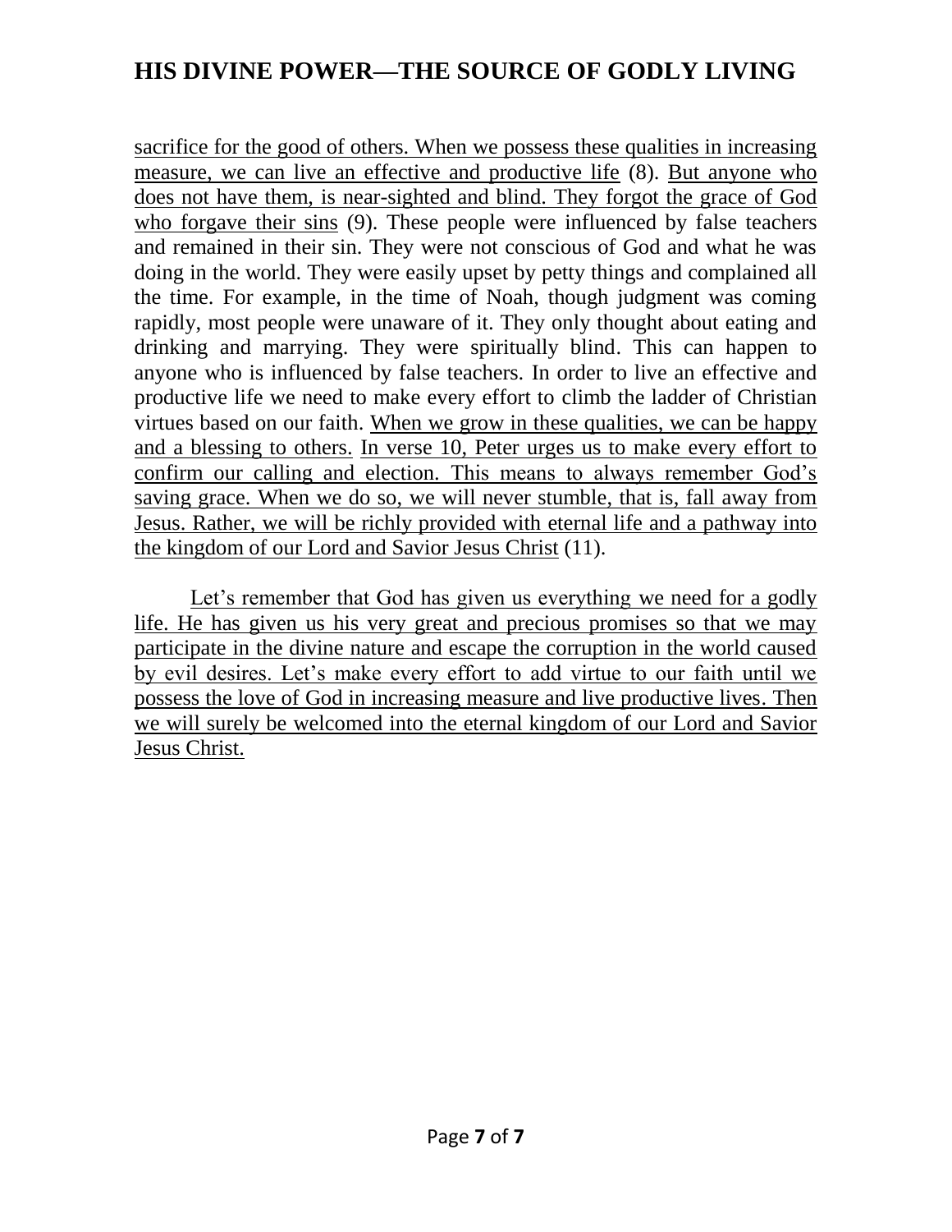sacrifice for the good of others. When we possess these qualities in increasing measure, we can live an effective and productive life (8). But anyone who does not have them, is near-sighted and blind. They forgot the grace of God who forgave their sins (9). These people were influenced by false teachers and remained in their sin. They were not conscious of God and what he was doing in the world. They were easily upset by petty things and complained all the time. For example, in the time of Noah, though judgment was coming rapidly, most people were unaware of it. They only thought about eating and drinking and marrying. They were spiritually blind. This can happen to anyone who is influenced by false teachers. In order to live an effective and productive life we need to make every effort to climb the ladder of Christian virtues based on our faith. When we grow in these qualities, we can be happy and a blessing to others. In verse 10, Peter urges us to make every effort to confirm our calling and election. This means to always remember God's saving grace. When we do so, we will never stumble, that is, fall away from Jesus. Rather, we will be richly provided with eternal life and a pathway into the kingdom of our Lord and Savior Jesus Christ (11).

Let's remember that God has given us everything we need for a godly life. He has given us his very great and precious promises so that we may participate in the divine nature and escape the corruption in the world caused by evil desires. Let's make every effort to add virtue to our faith until we possess the love of God in increasing measure and live productive lives. Then we will surely be welcomed into the eternal kingdom of our Lord and Savior Jesus Christ.